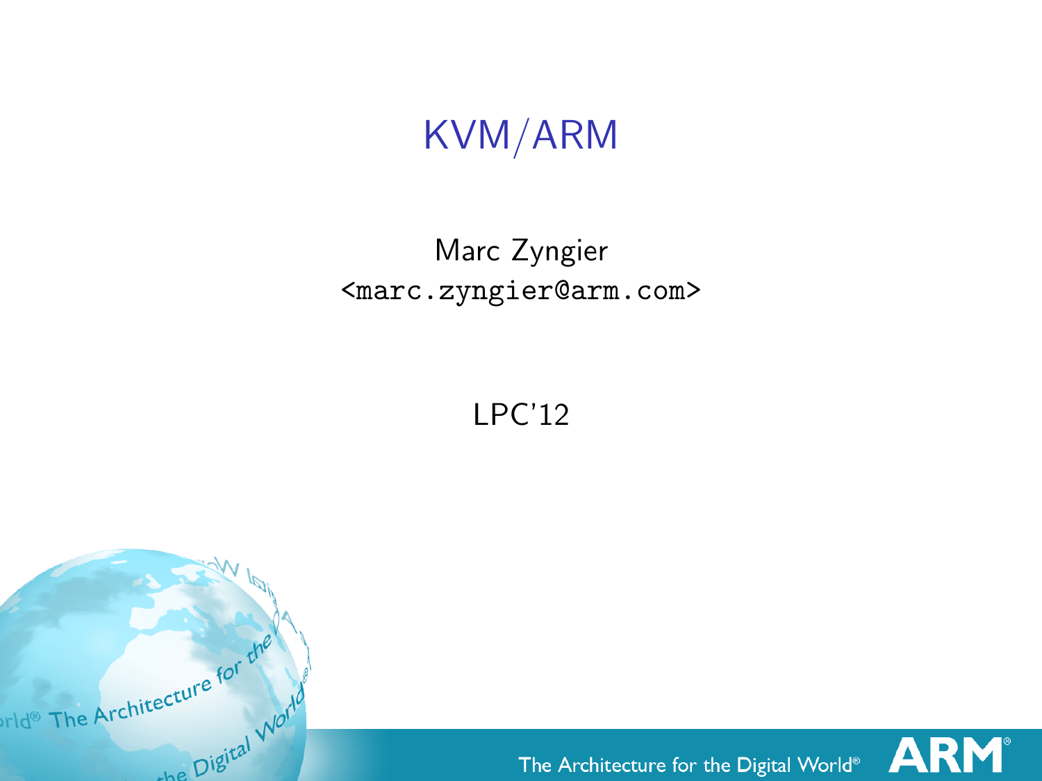# KVM/ARM

Marc Zyngier
<marc.zyngier@arm.com>

LPC'12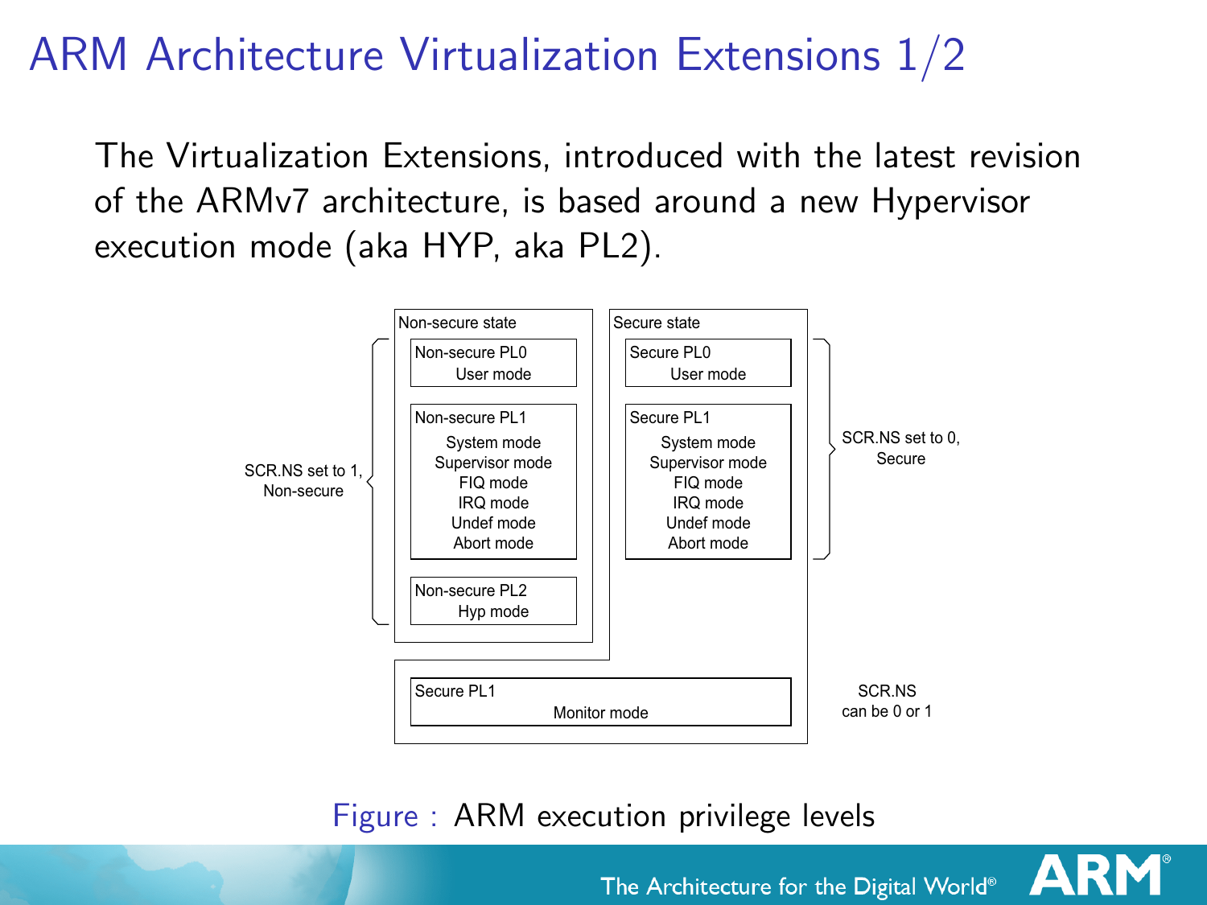# ARM Architecture Virtualization Extensions 1/2

The Virtualization Extensions, introduced with the latest revision of the ARMv7 architecture, is based around a new Hypervisor execution mode (aka HYP, aka PL2).

| | Non-secure state | Secure state | |
|---|---|---|---|
| SCR.NS set to 1, Non-secure | Non-secure PL0: User mode | Secure PL0: User mode | SCR.NS set to 0, Secure |
| | Non-secure PL1: System mode, Supervisor mode, FIQ mode, IRQ mode, Undef mode, Abort mode | Secure PL1: System mode, Supervisor mode, FIQ mode, IRQ mode, Undef mode, Abort mode | |
| | Non-secure PL2: Hyp mode | | |
| | Secure PL1: Monitor mode | | SCR.NS can be 0 or 1 |

Figure : ARM execution privilege levels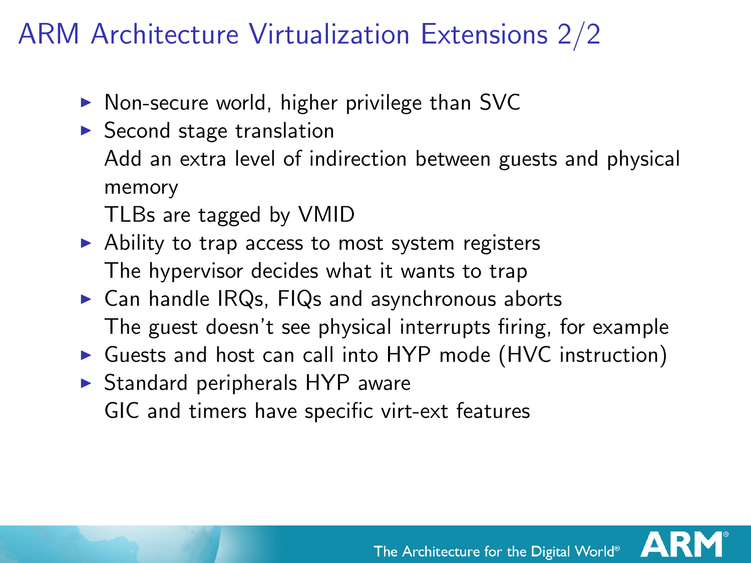# ARM Architecture Virtualization Extensions 2/2

- Non-secure world, higher privilege than SVC
- Second stage translation
  Add an extra level of indirection between guests and physical memory
  TLBs are tagged by VMID
- Ability to trap access to most system registers
  The hypervisor decides what it wants to trap
- Can handle IRQs, FIQs and asynchronous aborts
  The guest doesn't see physical interrupts firing, for example
- Guests and host can call into HYP mode (HVC instruction)
- Standard peripherals HYP aware
  GIC and timers have specific virt-ext features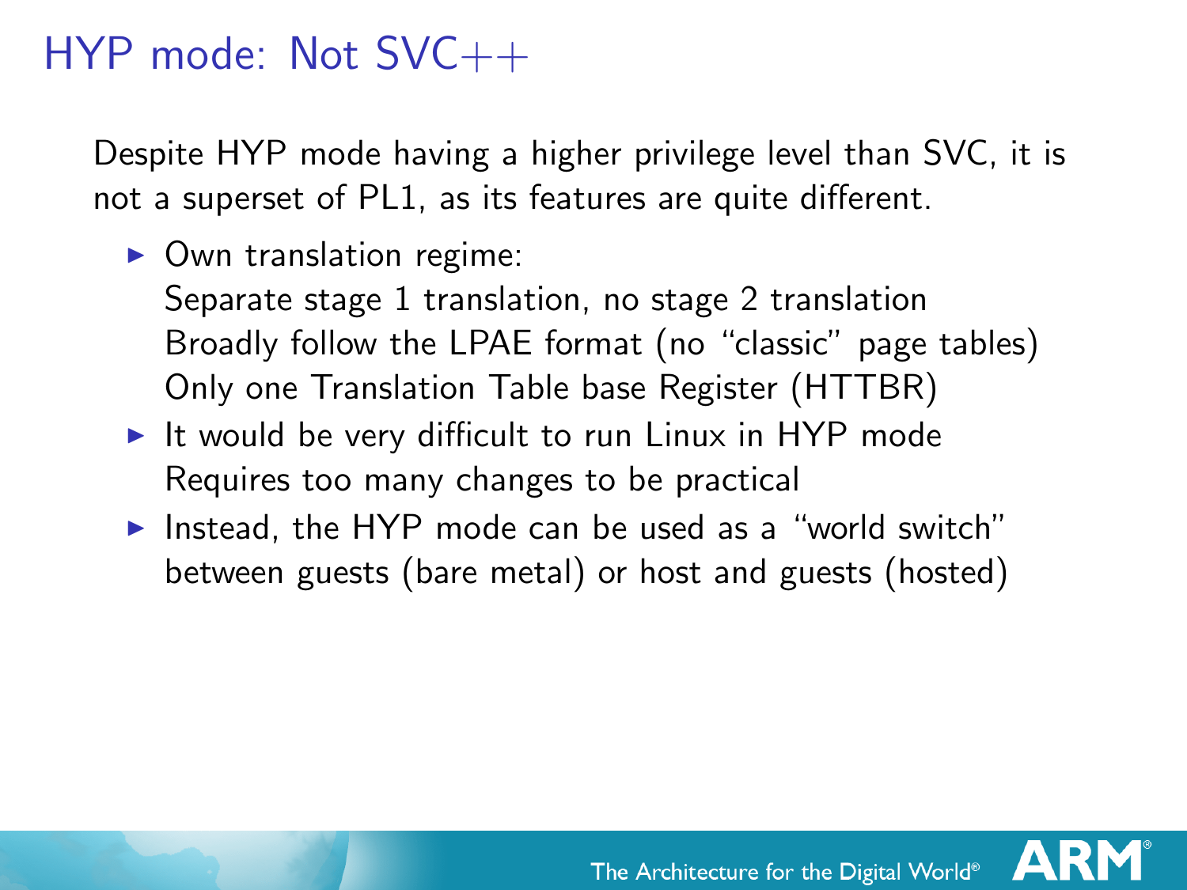# HYP mode: Not SVC++

Despite HYP mode having a higher privilege level than SVC, it is not a superset of PL1, as its features are quite different.

- Own translation regime:
  Separate stage 1 translation, no stage 2 translation
  Broadly follow the LPAE format (no "classic" page tables)
  Only one Translation Table base Register (HTTBR)
- It would be very difficult to run Linux in HYP mode
  Requires too many changes to be practical
- Instead, the HYP mode can be used as a "world switch" between guests (bare metal) or host and guests (hosted)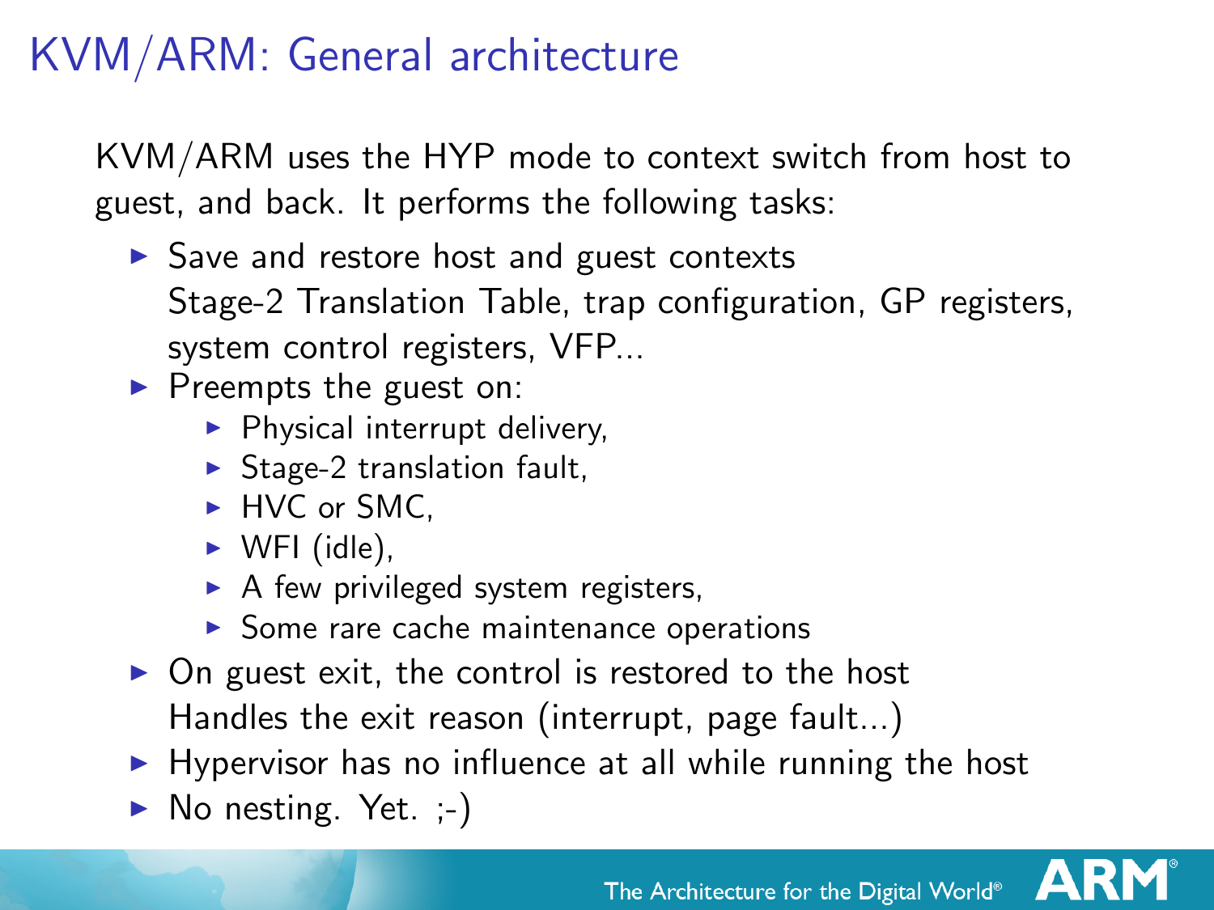# KVM/ARM: General architecture

KVM/ARM uses the HYP mode to context switch from host to guest, and back. It performs the following tasks:

- Save and restore host and guest contexts
  Stage-2 Translation Table, trap configuration, GP registers, system control registers, VFP...
- Preempts the guest on:
  - Physical interrupt delivery,
  - Stage-2 translation fault,
  - HVC or SMC,
  - WFI (idle),
  - A few privileged system registers,
  - Some rare cache maintenance operations
- On guest exit, the control is restored to the host
  Handles the exit reason (interrupt, page fault...)
- Hypervisor has no influence at all while running the host
- No nesting. Yet. ;-)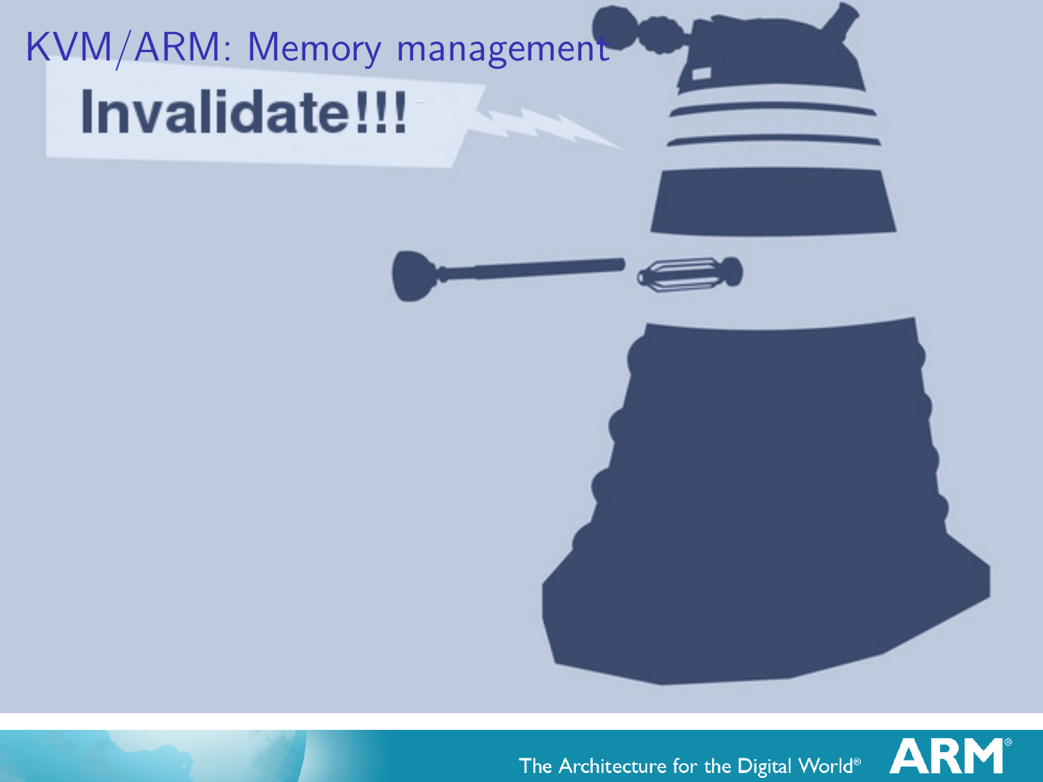# KVM/ARM: Memory management

Invalidate!!!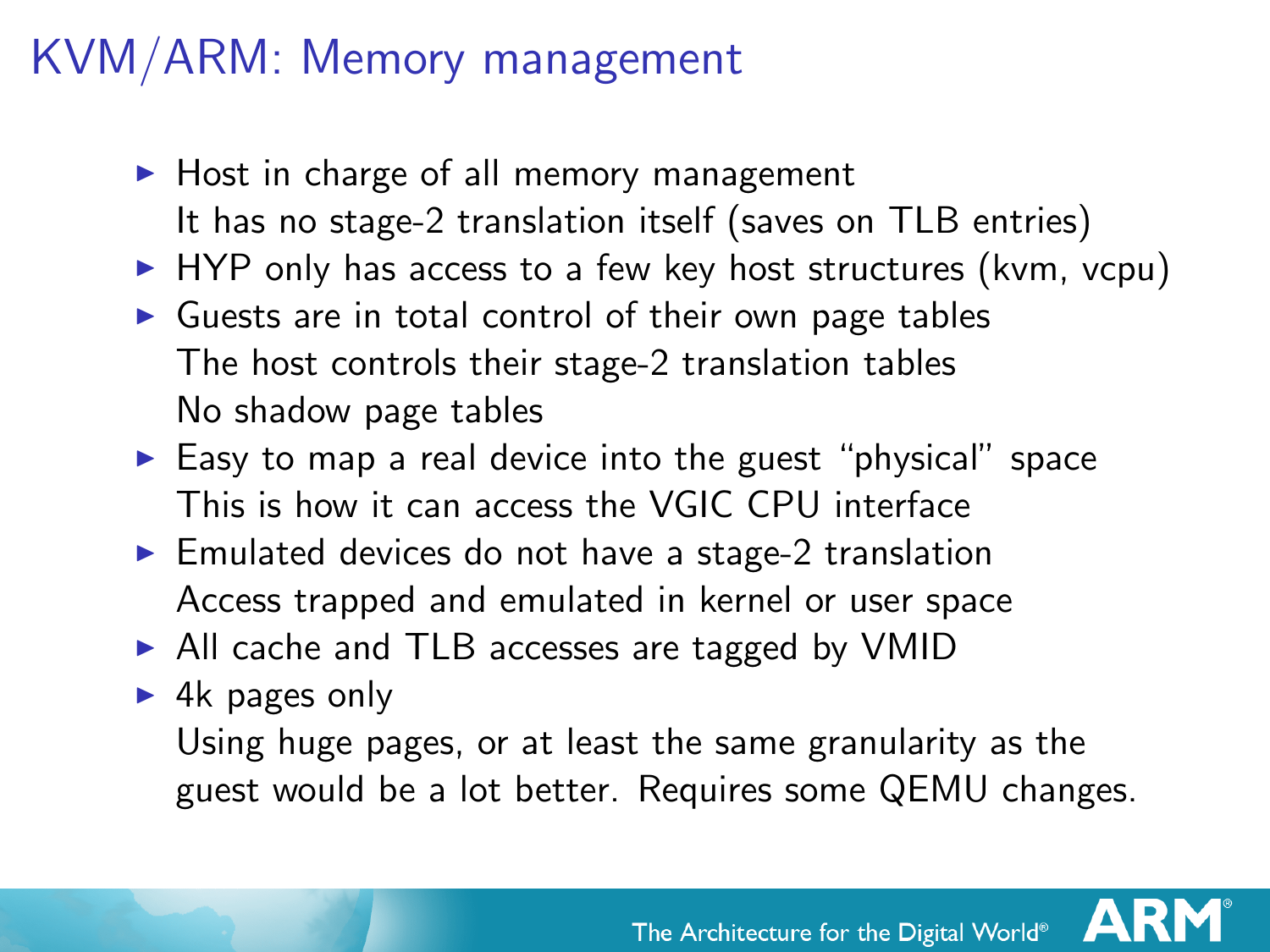# KVM/ARM: Memory management

- Host in charge of all memory management
  It has no stage-2 translation itself (saves on TLB entries)
- HYP only has access to a few key host structures (kvm, vcpu)
- Guests are in total control of their own page tables
  The host controls their stage-2 translation tables
  No shadow page tables
- Easy to map a real device into the guest "physical" space
  This is how it can access the VGIC CPU interface
- Emulated devices do not have a stage-2 translation
  Access trapped and emulated in kernel or user space
- All cache and TLB accesses are tagged by VMID
- 4k pages only
  Using huge pages, or at least the same granularity as the guest would be a lot better. Requires some QEMU changes.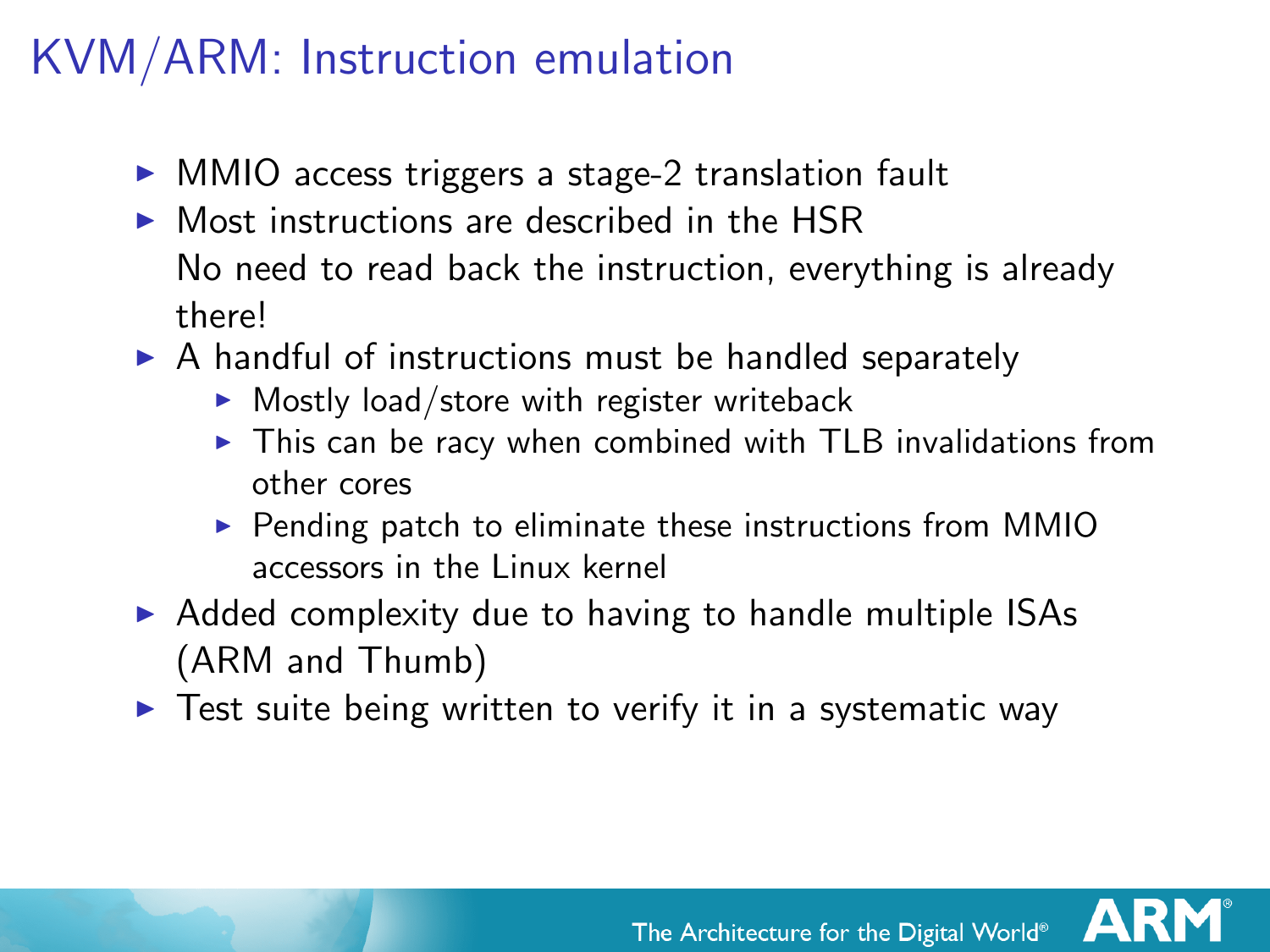# KVM/ARM: Instruction emulation

- MMIO access triggers a stage-2 translation fault
- Most instructions are described in the HSR
  No need to read back the instruction, everything is already there!
- A handful of instructions must be handled separately
  - Mostly load/store with register writeback
  - This can be racy when combined with TLB invalidations from other cores
  - Pending patch to eliminate these instructions from MMIO accessors in the Linux kernel
- Added complexity due to having to handle multiple ISAs (ARM and Thumb)
- Test suite being written to verify it in a systematic way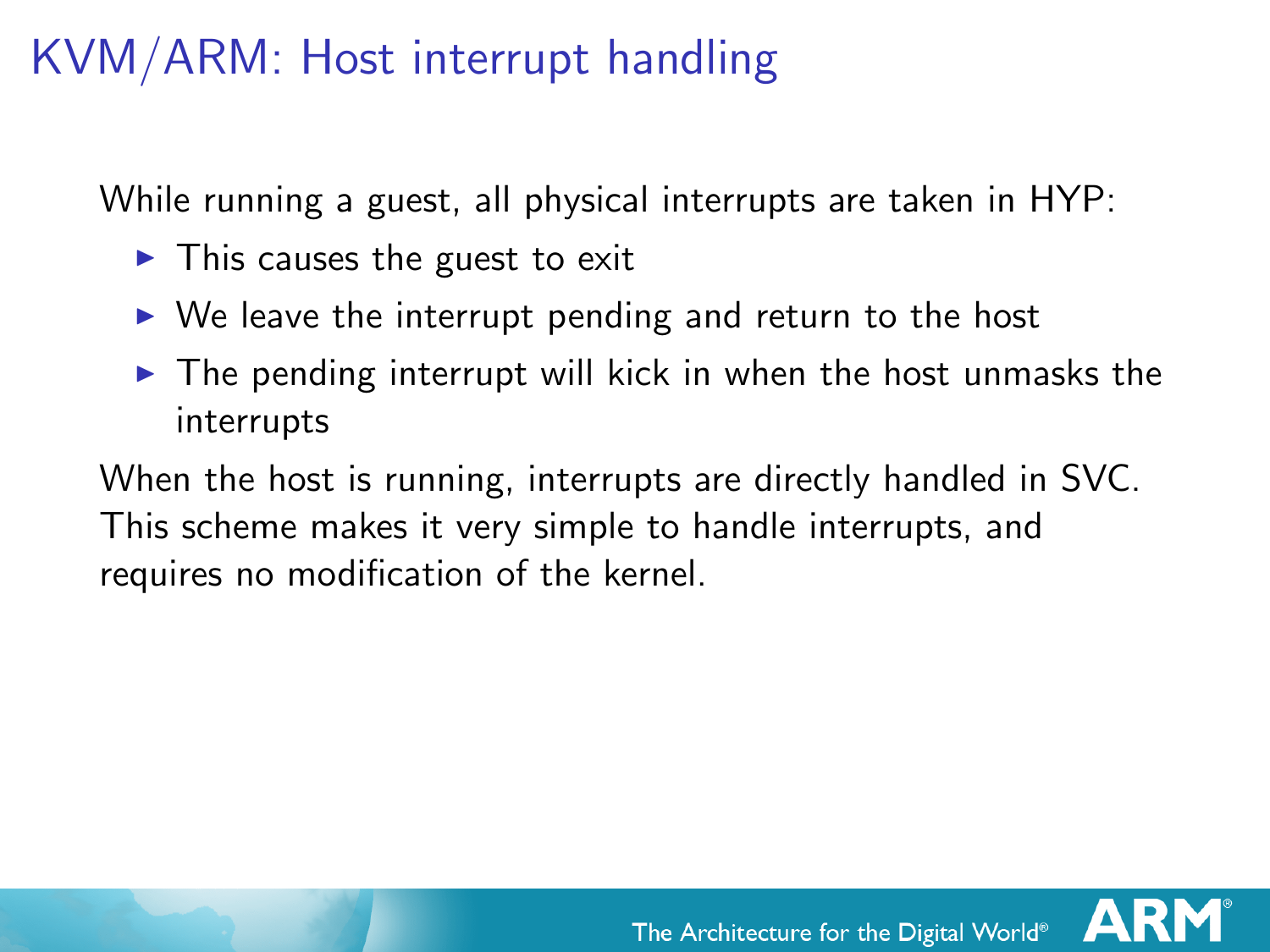# KVM/ARM: Host interrupt handling

While running a guest, all physical interrupts are taken in HYP:

- This causes the guest to exit
- We leave the interrupt pending and return to the host
- The pending interrupt will kick in when the host unmasks the interrupts

When the host is running, interrupts are directly handled in SVC. This scheme makes it very simple to handle interrupts, and requires no modification of the kernel.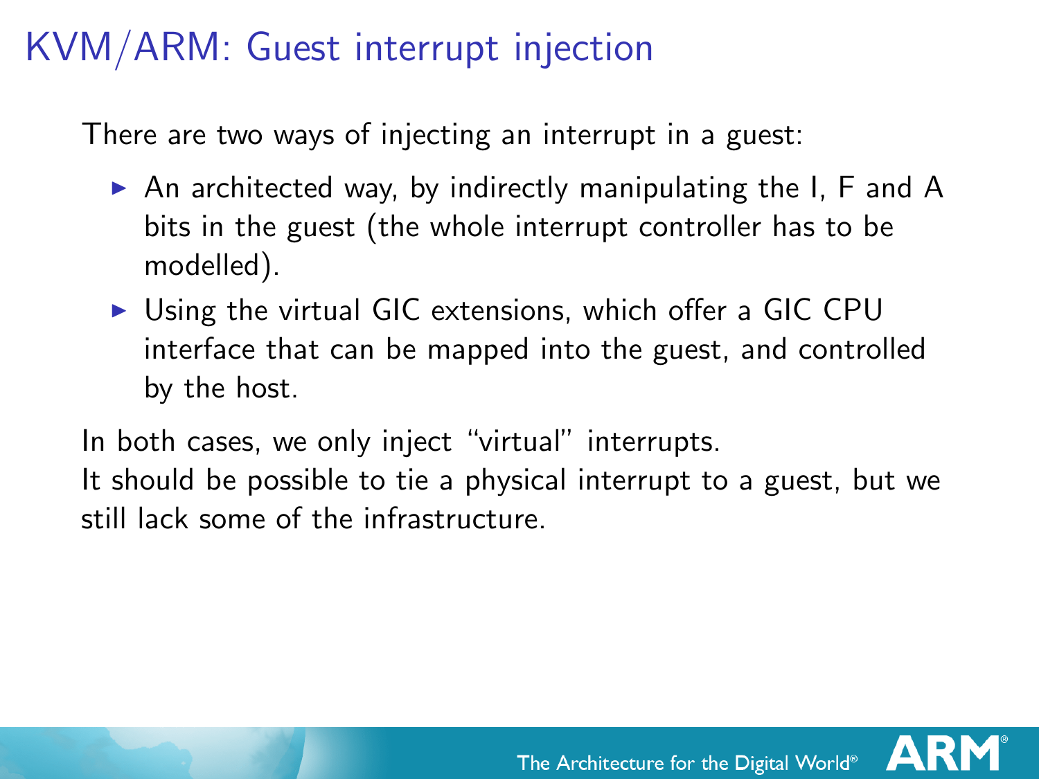# KVM/ARM: Guest interrupt injection

There are two ways of injecting an interrupt in a guest:

- An architected way, by indirectly manipulating the I, F and A bits in the guest (the whole interrupt controller has to be modelled).
- Using the virtual GIC extensions, which offer a GIC CPU interface that can be mapped into the guest, and controlled by the host.

In both cases, we only inject "virtual" interrupts.
It should be possible to tie a physical interrupt to a guest, but we still lack some of the infrastructure.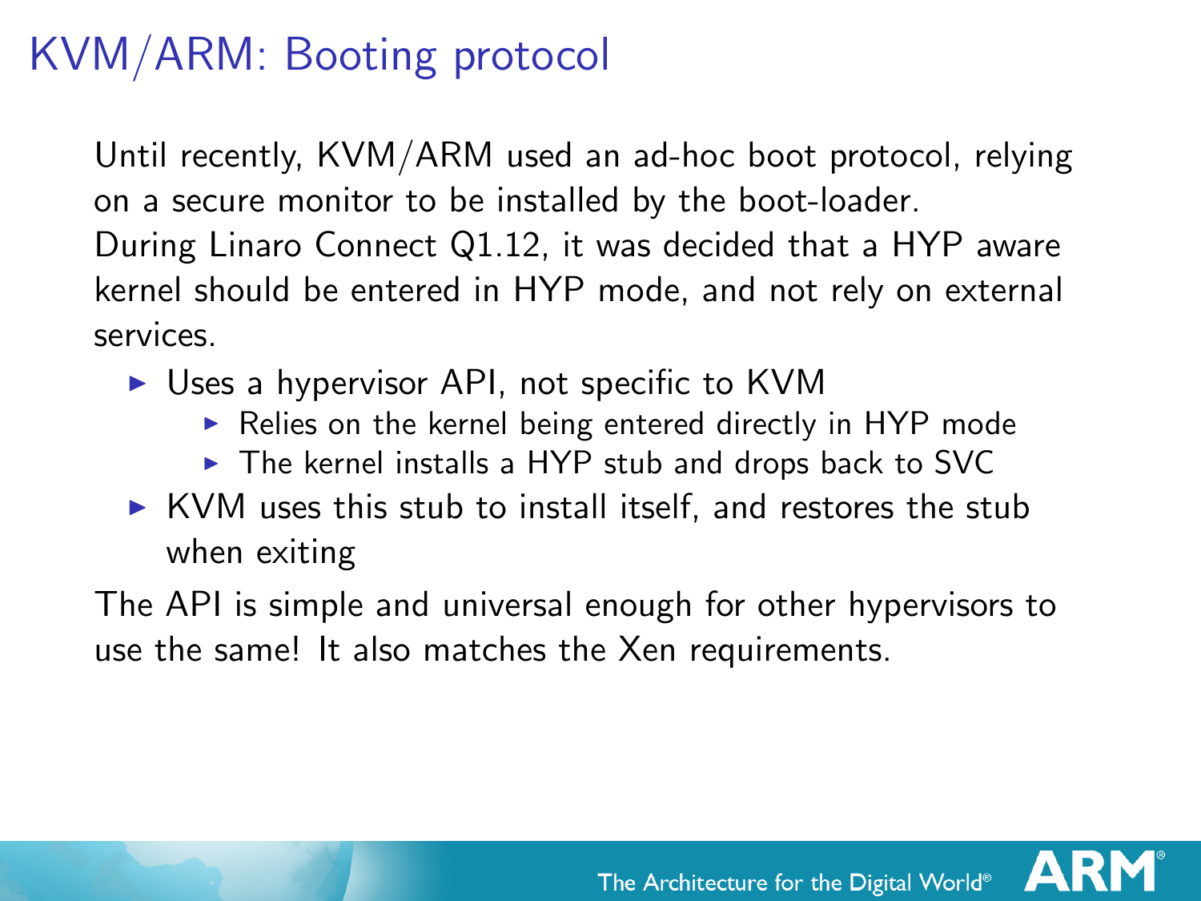# KVM/ARM: Booting protocol

Until recently, KVM/ARM used an ad-hoc boot protocol, relying on a secure monitor to be installed by the boot-loader.
During Linaro Connect Q1.12, it was decided that a HYP aware kernel should be entered in HYP mode, and not rely on external services.

- Uses a hypervisor API, not specific to KVM
  - Relies on the kernel being entered directly in HYP mode
  - The kernel installs a HYP stub and drops back to SVC
- KVM uses this stub to install itself, and restores the stub when exiting

The API is simple and universal enough for other hypervisors to use the same! It also matches the Xen requirements.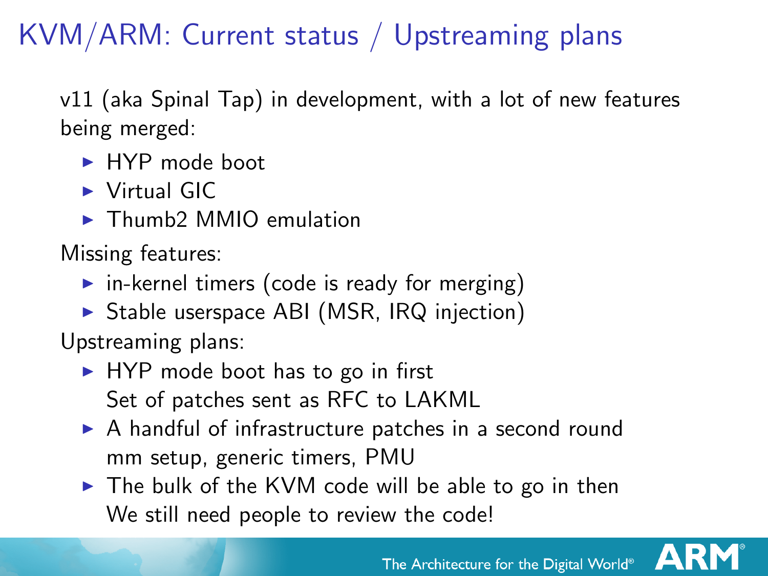# KVM/ARM: Current status / Upstreaming plans

v11 (aka Spinal Tap) in development, with a lot of new features being merged:

- HYP mode boot
- Virtual GIC
- Thumb2 MMIO emulation

Missing features:

- in-kernel timers (code is ready for merging)
- Stable userspace ABI (MSR, IRQ injection)

Upstreaming plans:

- HYP mode boot has to go in first
  Set of patches sent as RFC to LAKML
- A handful of infrastructure patches in a second round
  mm setup, generic timers, PMU
- The bulk of the KVM code will be able to go in then
  We still need people to review the code!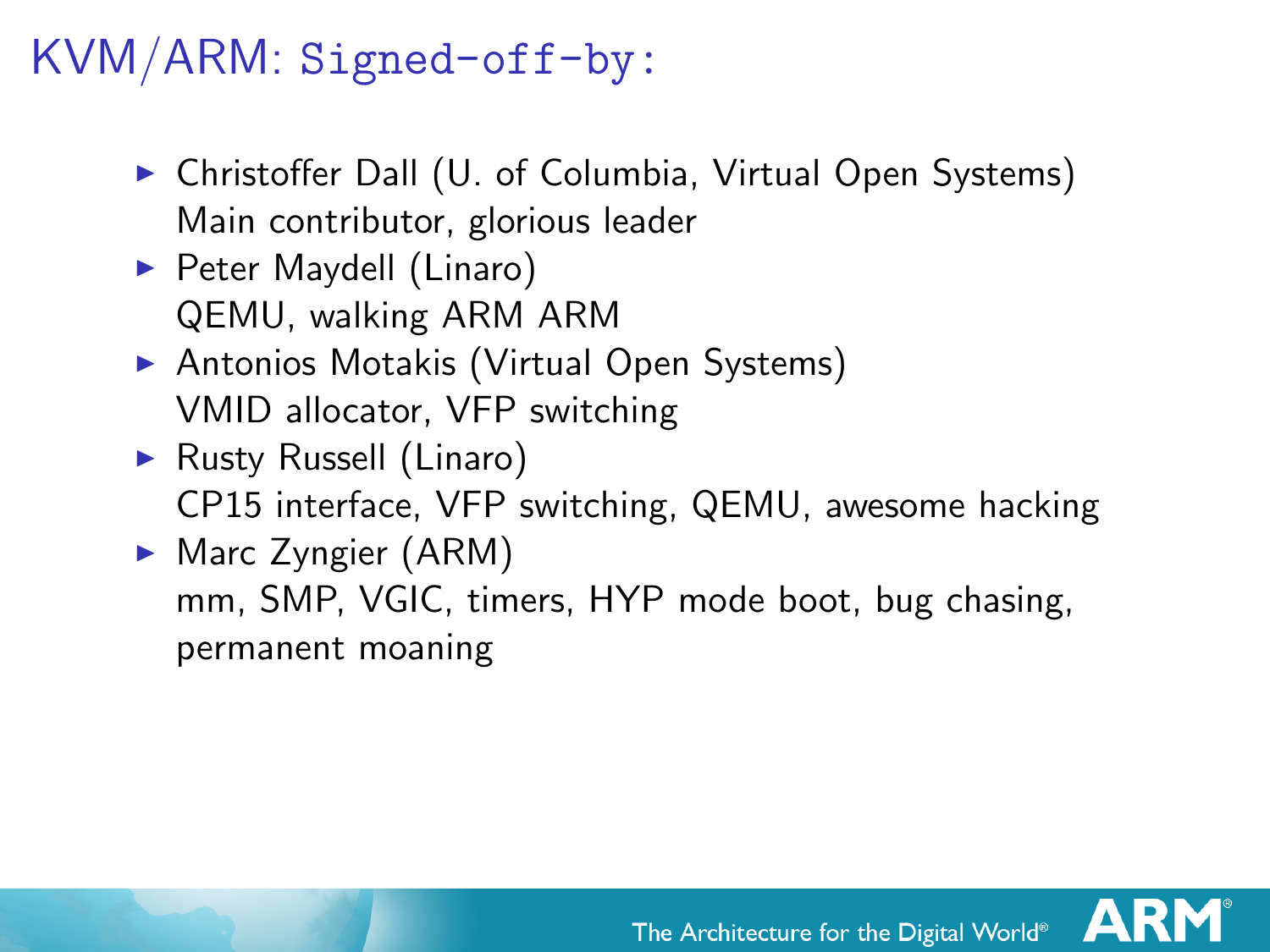# KVM/ARM: `Signed-off-by:`

- Christoffer Dall (U. of Columbia, Virtual Open Systems)
  Main contributor, glorious leader
- Peter Maydell (Linaro)
  QEMU, walking ARM ARM
- Antonios Motakis (Virtual Open Systems)
  VMID allocator, VFP switching
- Rusty Russell (Linaro)
  CP15 interface, VFP switching, QEMU, awesome hacking
- Marc Zyngier (ARM)
  mm, SMP, VGIC, timers, HYP mode boot, bug chasing, permanent moaning